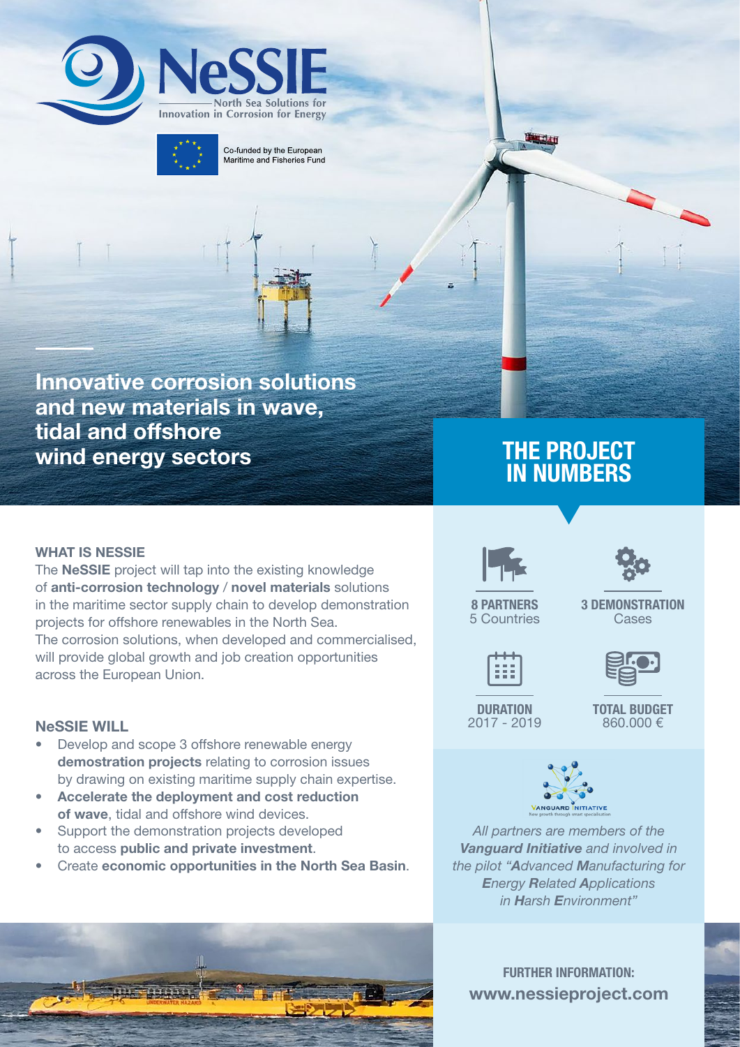# NeSSIE

North Sea Solutions for Innovation in Corrosion for Energy

Co-funded by the European Maritime and Fisheries Fund

## Innovative corrosion solutions and new materials in wave, tidal and offshore wind energy sectors

### WHAT IS NESSIE

The **NeSSIE** project will tap into the existing knowledge of **anti-corrosion technology** / **novel materials** solutions in the maritime sector supply chain to develop demonstration projects for offshore renewables in the North Sea.
The corrosion solutions, when developed and commercialised, will provide global growth and job creation opportunities across the European Union.

### NeSSIE WILL

- Develop and scope 3 offshore renewable energy **demostration projects** relating to corrosion issues by drawing on existing maritime supply chain expertise.
- **Accelerate the deployment and cost reduction of wave**, tidal and offshore wind devices.
- Support the demonstration projects developed to access **public and private investment**.
- Create **economic opportunities in the North Sea Basin**.

## THE PROJECT IN NUMBERS

**8 PARTNERS**
5 Countries

**3 DEMONSTRATION**
Cases

**DURATION**
2017 - 2019

**TOTAL BUDGET**
860.000 €

VANGUARD INITIATIVE
New growth through smart specialisation

*All partners are members of the* ***Vanguard Initiative*** *and involved in the pilot "****A****dvanced* ***M****anufacturing for* ***E****nergy* ***R****elated* ***A****pplications in* ***H****arsh* ***E****nvironment"*

**FURTHER INFORMATION:**
**www.nessieproject.com**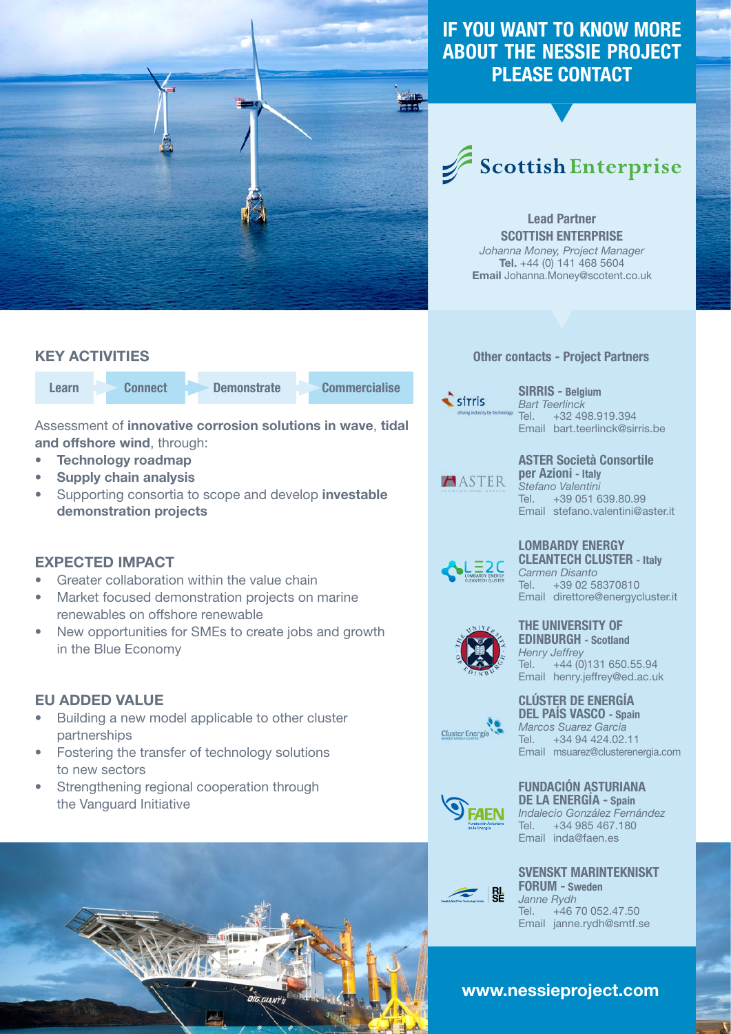# IF YOU WANT TO KNOW MORE ABOUT THE NESSIE PROJECT PLEASE CONTACT

Scottish Enterprise

**Lead Partner**
**SCOTTISH ENTERPRISE**
*Johanna Money, Project Manager*
**Tel.** +44 (0) 141 468 5604
**Email** Johanna.Money@scotent.co.uk

## KEY ACTIVITIES

Learn → Connect → Demonstrate → Commercialise

Assessment of **innovative corrosion solutions in wave**, **tidal and offshore wind**, through:

- **Technology roadmap**
- **Supply chain analysis**
- Supporting consortia to scope and develop **investable demonstration projects**

## EXPECTED IMPACT

- Greater collaboration within the value chain
- Market focused demonstration projects on marine renewables on offshore renewable
- New opportunities for SMEs to create jobs and growth in the Blue Economy

## EU ADDED VALUE

- Building a new model applicable to other cluster partnerships
- Fostering the transfer of technology solutions to new sectors
- Strengthening regional cooperation through the Vanguard Initiative

## Other contacts - Project Partners

**SIRRIS - Belgium**
*Bart Teerlinck*
Tel. +32 498.919.394
Email bart.teerlinck@sirris.be

**ASTER Società Consortile per Azioni - Italy**
*Stefano Valentini*
Tel. +39 051 639.80.99
Email stefano.valentini@aster.it

**LOMBARDY ENERGY CLEANTECH CLUSTER - Italy**
*Carmen Disanto*
Tel. +39 02 58370810
Email direttore@energycluster.it

**THE UNIVERSITY OF EDINBURGH - Scotland**
*Henry Jeffrey*
Tel. +44 (0)131 650.55.94
Email henry.jeffrey@ed.ac.uk

**CLÚSTER DE ENERGÍA DEL PAÍS VASCO - Spain**
*Marcos Suarez Garcia*
Tel. +34 94 424.02.11
Email msuarez@clusterenergia.com

**FUNDACIÓN ASTURIANA DE LA ENERGÍA - Spain**
*Indalecio González Fernández*
Tel. +34 985 467.180
Email inda@faen.es

**SVENSKT MARINTEKNISKT FORUM - Sweden**
*Janne Rydh*
Tel. +46 70 052.47.50
Email janne.rydh@smtf.se

**www.nessieproject.com**